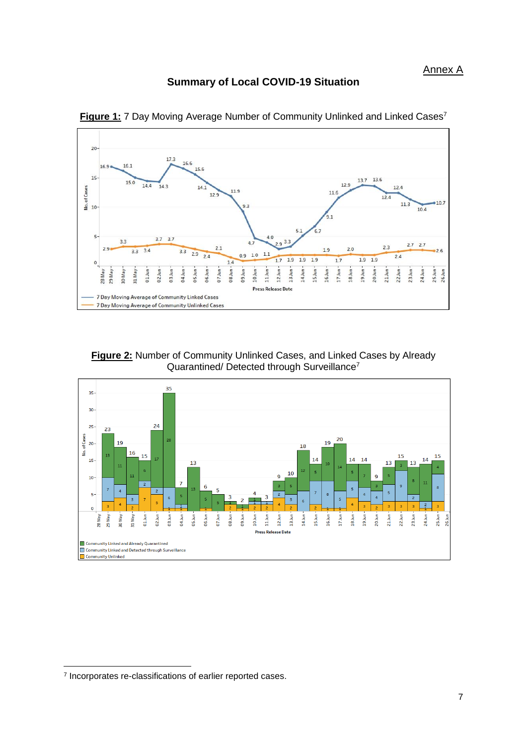Annex A

# Summary of Local COVID-19 Situation

**Figure 1:** 7 Day Moving Average Number of Community Unlinked and Linked Cases[7]

**Figure 2:** Number of Community Unlinked Cases, and Linked Cases by Already Quarantined/ Detected through Surveillance[7]

---

[7] Incorporates re-classifications of earlier reported cases.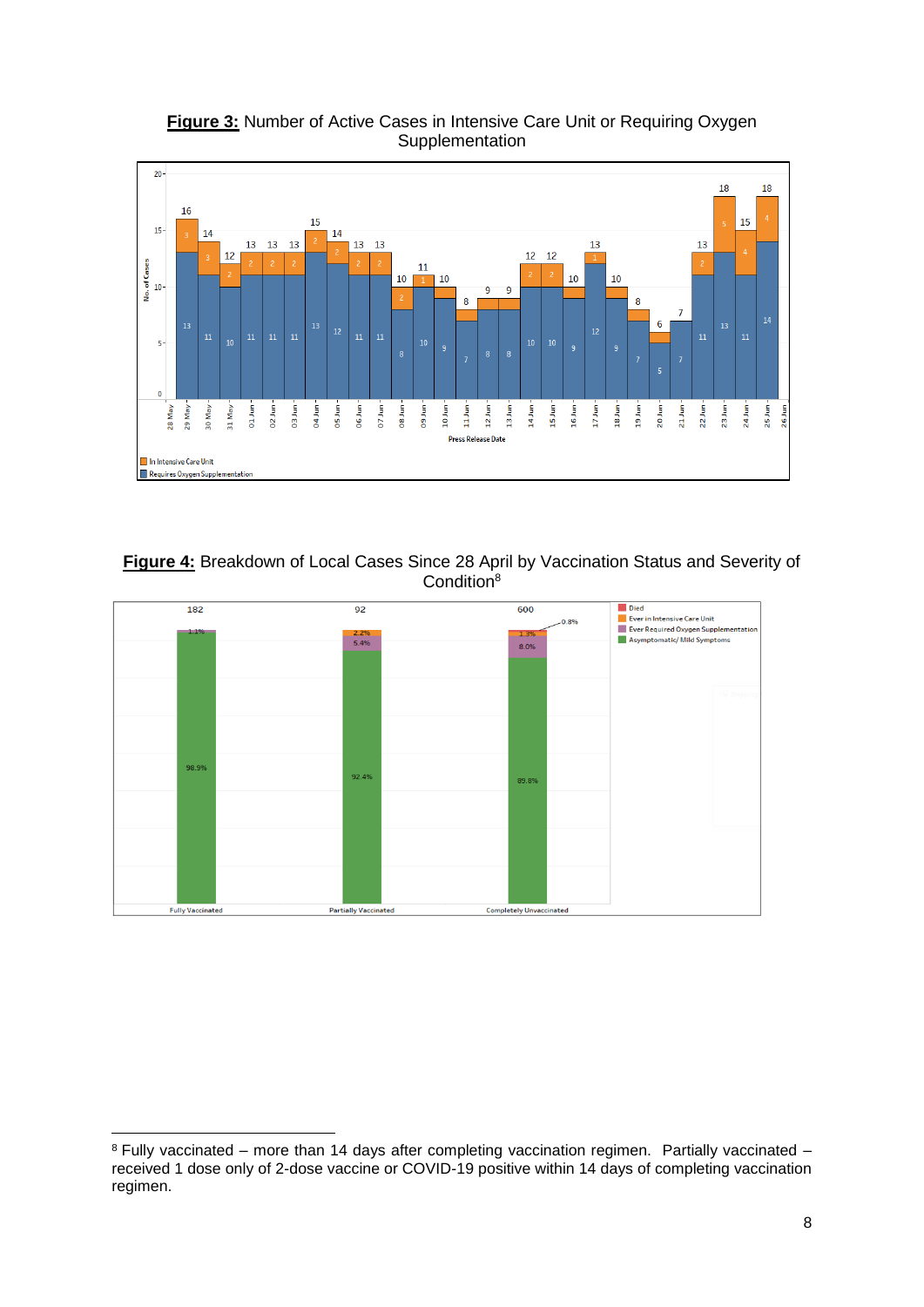**Figure 3:** Number of Active Cases in Intensive Care Unit or Requiring Oxygen Supplementation

**Figure 4:** Breakdown of Local Cases Since 28 April by Vaccination Status and Severity of Condition[8]

[8] Fully vaccinated – more than 14 days after completing vaccination regimen. Partially vaccinated – received 1 dose only of 2-dose vaccine or COVID-19 positive within 14 days of completing vaccination regimen.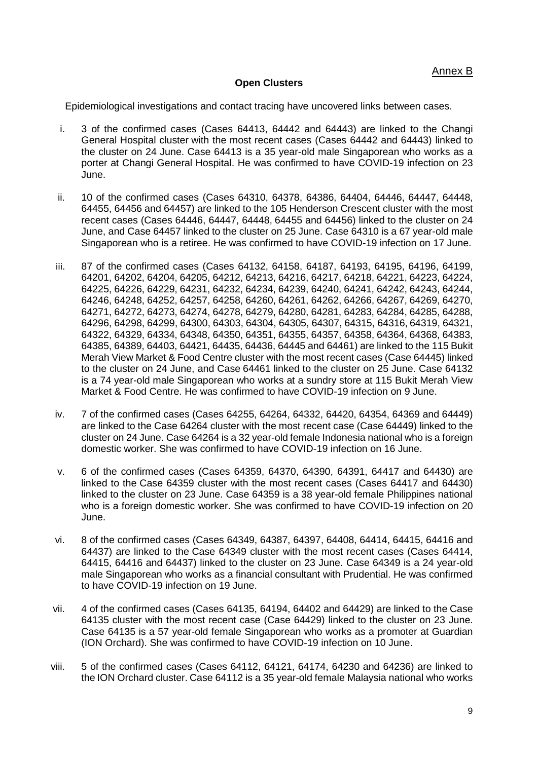Annex B

**Open Clusters**

Epidemiological investigations and contact tracing have uncovered links between cases.

i. 3 of the confirmed cases (Cases 64413, 64442 and 64443) are linked to the Changi General Hospital cluster with the most recent cases (Cases 64442 and 64443) linked to the cluster on 24 June. Case 64413 is a 35 year-old male Singaporean who works as a porter at Changi General Hospital. He was confirmed to have COVID-19 infection on 23 June.

ii. 10 of the confirmed cases (Cases 64310, 64378, 64386, 64404, 64446, 64447, 64448, 64455, 64456 and 64457) are linked to the 105 Henderson Crescent cluster with the most recent cases (Cases 64446, 64447, 64448, 64455 and 64456) linked to the cluster on 24 June, and Case 64457 linked to the cluster on 25 June. Case 64310 is a 67 year-old male Singaporean who is a retiree. He was confirmed to have COVID-19 infection on 17 June.

iii. 87 of the confirmed cases (Cases 64132, 64158, 64187, 64193, 64195, 64196, 64199, 64201, 64202, 64204, 64205, 64212, 64213, 64216, 64217, 64218, 64221, 64223, 64224, 64225, 64226, 64229, 64231, 64232, 64234, 64239, 64240, 64241, 64242, 64243, 64244, 64246, 64248, 64252, 64257, 64258, 64260, 64261, 64262, 64266, 64267, 64269, 64270, 64271, 64272, 64273, 64274, 64278, 64279, 64280, 64281, 64283, 64284, 64285, 64288, 64296, 64298, 64299, 64300, 64303, 64304, 64305, 64307, 64315, 64316, 64319, 64321, 64322, 64329, 64334, 64348, 64350, 64351, 64355, 64357, 64358, 64364, 64368, 64383, 64385, 64389, 64403, 64421, 64435, 64436, 64445 and 64461) are linked to the 115 Bukit Merah View Market & Food Centre cluster with the most recent cases (Case 64445) linked to the cluster on 24 June, and Case 64461 linked to the cluster on 25 June. Case 64132 is a 74 year-old male Singaporean who works at a sundry store at 115 Bukit Merah View Market & Food Centre. He was confirmed to have COVID-19 infection on 9 June.

iv. 7 of the confirmed cases (Cases 64255, 64264, 64332, 64420, 64354, 64369 and 64449) are linked to the Case 64264 cluster with the most recent case (Case 64449) linked to the cluster on 24 June. Case 64264 is a 32 year-old female Indonesia national who is a foreign domestic worker. She was confirmed to have COVID-19 infection on 16 June.

v. 6 of the confirmed cases (Cases 64359, 64370, 64390, 64391, 64417 and 64430) are linked to the Case 64359 cluster with the most recent cases (Cases 64417 and 64430) linked to the cluster on 23 June. Case 64359 is a 38 year-old female Philippines national who is a foreign domestic worker. She was confirmed to have COVID-19 infection on 20 June.

vi. 8 of the confirmed cases (Cases 64349, 64387, 64397, 64408, 64414, 64415, 64416 and 64437) are linked to the Case 64349 cluster with the most recent cases (Cases 64414, 64415, 64416 and 64437) linked to the cluster on 23 June. Case 64349 is a 24 year-old male Singaporean who works as a financial consultant with Prudential. He was confirmed to have COVID-19 infection on 19 June.

vii. 4 of the confirmed cases (Cases 64135, 64194, 64402 and 64429) are linked to the Case 64135 cluster with the most recent case (Case 64429) linked to the cluster on 23 June. Case 64135 is a 57 year-old female Singaporean who works as a promoter at Guardian (ION Orchard). She was confirmed to have COVID-19 infection on 10 June.

viii. 5 of the confirmed cases (Cases 64112, 64121, 64174, 64230 and 64236) are linked to the ION Orchard cluster. Case 64112 is a 35 year-old female Malaysia national who works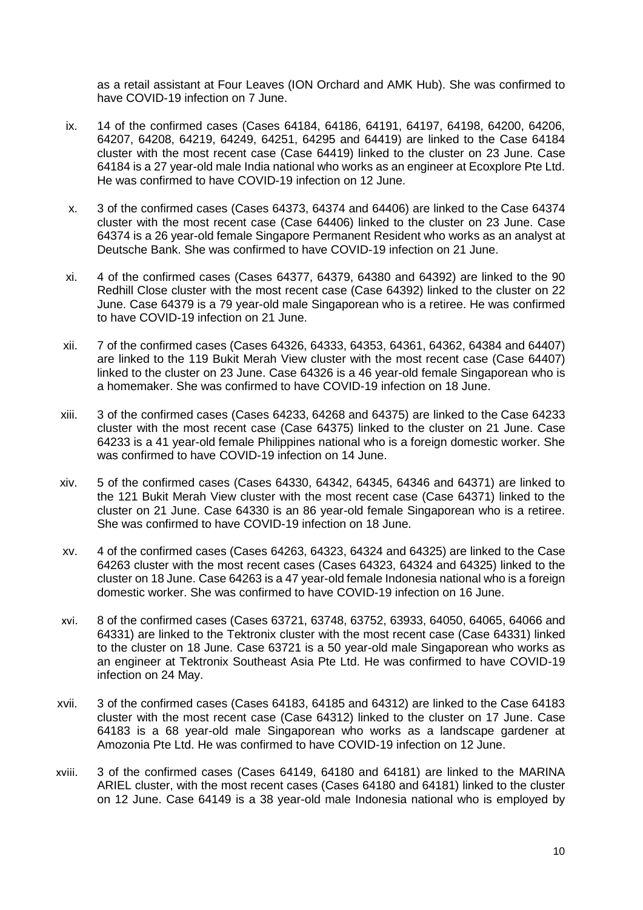as a retail assistant at Four Leaves (ION Orchard and AMK Hub). She was confirmed to have COVID-19 infection on 7 June.

ix. 14 of the confirmed cases (Cases 64184, 64186, 64191, 64197, 64198, 64200, 64206, 64207, 64208, 64219, 64249, 64251, 64295 and 64419) are linked to the Case 64184 cluster with the most recent case (Case 64419) linked to the cluster on 23 June. Case 64184 is a 27 year-old male India national who works as an engineer at Ecoxplore Pte Ltd. He was confirmed to have COVID-19 infection on 12 June.

x. 3 of the confirmed cases (Cases 64373, 64374 and 64406) are linked to the Case 64374 cluster with the most recent case (Case 64406) linked to the cluster on 23 June. Case 64374 is a 26 year-old female Singapore Permanent Resident who works as an analyst at Deutsche Bank. She was confirmed to have COVID-19 infection on 21 June.

xi. 4 of the confirmed cases (Cases 64377, 64379, 64380 and 64392) are linked to the 90 Redhill Close cluster with the most recent case (Case 64392) linked to the cluster on 22 June. Case 64379 is a 79 year-old male Singaporean who is a retiree. He was confirmed to have COVID-19 infection on 21 June.

xii. 7 of the confirmed cases (Cases 64326, 64333, 64353, 64361, 64362, 64384 and 64407) are linked to the 119 Bukit Merah View cluster with the most recent case (Case 64407) linked to the cluster on 23 June. Case 64326 is a 46 year-old female Singaporean who is a homemaker. She was confirmed to have COVID-19 infection on 18 June.

xiii. 3 of the confirmed cases (Cases 64233, 64268 and 64375) are linked to the Case 64233 cluster with the most recent case (Case 64375) linked to the cluster on 21 June. Case 64233 is a 41 year-old female Philippines national who is a foreign domestic worker. She was confirmed to have COVID-19 infection on 14 June.

xiv. 5 of the confirmed cases (Cases 64330, 64342, 64345, 64346 and 64371) are linked to the 121 Bukit Merah View cluster with the most recent case (Case 64371) linked to the cluster on 21 June. Case 64330 is an 86 year-old female Singaporean who is a retiree. She was confirmed to have COVID-19 infection on 18 June.

xv. 4 of the confirmed cases (Cases 64263, 64323, 64324 and 64325) are linked to the Case 64263 cluster with the most recent cases (Cases 64323, 64324 and 64325) linked to the cluster on 18 June. Case 64263 is a 47 year-old female Indonesia national who is a foreign domestic worker. She was confirmed to have COVID-19 infection on 16 June.

xvi. 8 of the confirmed cases (Cases 63721, 63748, 63752, 63933, 64050, 64065, 64066 and 64331) are linked to the Tektronix cluster with the most recent case (Case 64331) linked to the cluster on 18 June. Case 63721 is a 50 year-old male Singaporean who works as an engineer at Tektronix Southeast Asia Pte Ltd. He was confirmed to have COVID-19 infection on 24 May.

xvii. 3 of the confirmed cases (Cases 64183, 64185 and 64312) are linked to the Case 64183 cluster with the most recent case (Case 64312) linked to the cluster on 17 June. Case 64183 is a 68 year-old male Singaporean who works as a landscape gardener at Amozonia Pte Ltd. He was confirmed to have COVID-19 infection on 12 June.

xviii. 3 of the confirmed cases (Cases 64149, 64180 and 64181) are linked to the MARINA ARIEL cluster, with the most recent cases (Cases 64180 and 64181) linked to the cluster on 12 June. Case 64149 is a 38 year-old male Indonesia national who is employed by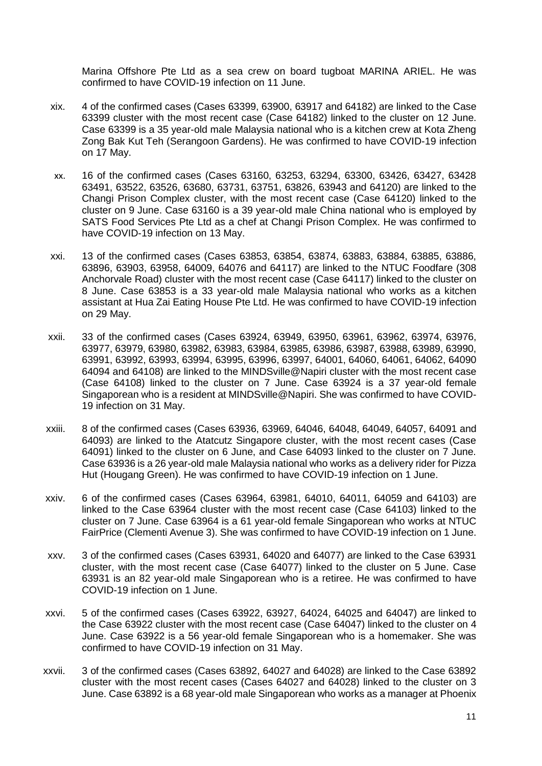Marina Offshore Pte Ltd as a sea crew on board tugboat MARINA ARIEL. He was confirmed to have COVID-19 infection on 11 June.

xix. 4 of the confirmed cases (Cases 63399, 63900, 63917 and 64182) are linked to the Case 63399 cluster with the most recent case (Case 64182) linked to the cluster on 12 June. Case 63399 is a 35 year-old male Malaysia national who is a kitchen crew at Kota Zheng Zong Bak Kut Teh (Serangoon Gardens). He was confirmed to have COVID-19 infection on 17 May.

xx. 16 of the confirmed cases (Cases 63160, 63253, 63294, 63300, 63426, 63427, 63428 63491, 63522, 63526, 63680, 63731, 63751, 63826, 63943 and 64120) are linked to the Changi Prison Complex cluster, with the most recent case (Case 64120) linked to the cluster on 9 June. Case 63160 is a 39 year-old male China national who is employed by SATS Food Services Pte Ltd as a chef at Changi Prison Complex. He was confirmed to have COVID-19 infection on 13 May.

xxi. 13 of the confirmed cases (Cases 63853, 63854, 63874, 63883, 63884, 63885, 63886, 63896, 63903, 63958, 64009, 64076 and 64117) are linked to the NTUC Foodfare (308 Anchorvale Road) cluster with the most recent case (Case 64117) linked to the cluster on 8 June. Case 63853 is a 33 year-old male Malaysia national who works as a kitchen assistant at Hua Zai Eating House Pte Ltd. He was confirmed to have COVID-19 infection on 29 May.

xxii. 33 of the confirmed cases (Cases 63924, 63949, 63950, 63961, 63962, 63974, 63976, 63977, 63979, 63980, 63982, 63983, 63984, 63985, 63986, 63987, 63988, 63989, 63990, 63991, 63992, 63993, 63994, 63995, 63996, 63997, 64001, 64060, 64061, 64062, 64090 64094 and 64108) are linked to the MINDSville@Napiri cluster with the most recent case (Case 64108) linked to the cluster on 7 June. Case 63924 is a 37 year-old female Singaporean who is a resident at MINDSville@Napiri. She was confirmed to have COVID-19 infection on 31 May.

xxiii. 8 of the confirmed cases (Cases 63936, 63969, 64046, 64048, 64049, 64057, 64091 and 64093) are linked to the Atatcutz Singapore cluster, with the most recent cases (Case 64091) linked to the cluster on 6 June, and Case 64093 linked to the cluster on 7 June. Case 63936 is a 26 year-old male Malaysia national who works as a delivery rider for Pizza Hut (Hougang Green). He was confirmed to have COVID-19 infection on 1 June.

xxiv. 6 of the confirmed cases (Cases 63964, 63981, 64010, 64011, 64059 and 64103) are linked to the Case 63964 cluster with the most recent case (Case 64103) linked to the cluster on 7 June. Case 63964 is a 61 year-old female Singaporean who works at NTUC FairPrice (Clementi Avenue 3). She was confirmed to have COVID-19 infection on 1 June.

xxv. 3 of the confirmed cases (Cases 63931, 64020 and 64077) are linked to the Case 63931 cluster, with the most recent case (Case 64077) linked to the cluster on 5 June. Case 63931 is an 82 year-old male Singaporean who is a retiree. He was confirmed to have COVID-19 infection on 1 June.

xxvi. 5 of the confirmed cases (Cases 63922, 63927, 64024, 64025 and 64047) are linked to the Case 63922 cluster with the most recent case (Case 64047) linked to the cluster on 4 June. Case 63922 is a 56 year-old female Singaporean who is a homemaker. She was confirmed to have COVID-19 infection on 31 May.

xxvii. 3 of the confirmed cases (Cases 63892, 64027 and 64028) are linked to the Case 63892 cluster with the most recent cases (Cases 64027 and 64028) linked to the cluster on 3 June. Case 63892 is a 68 year-old male Singaporean who works as a manager at Phoenix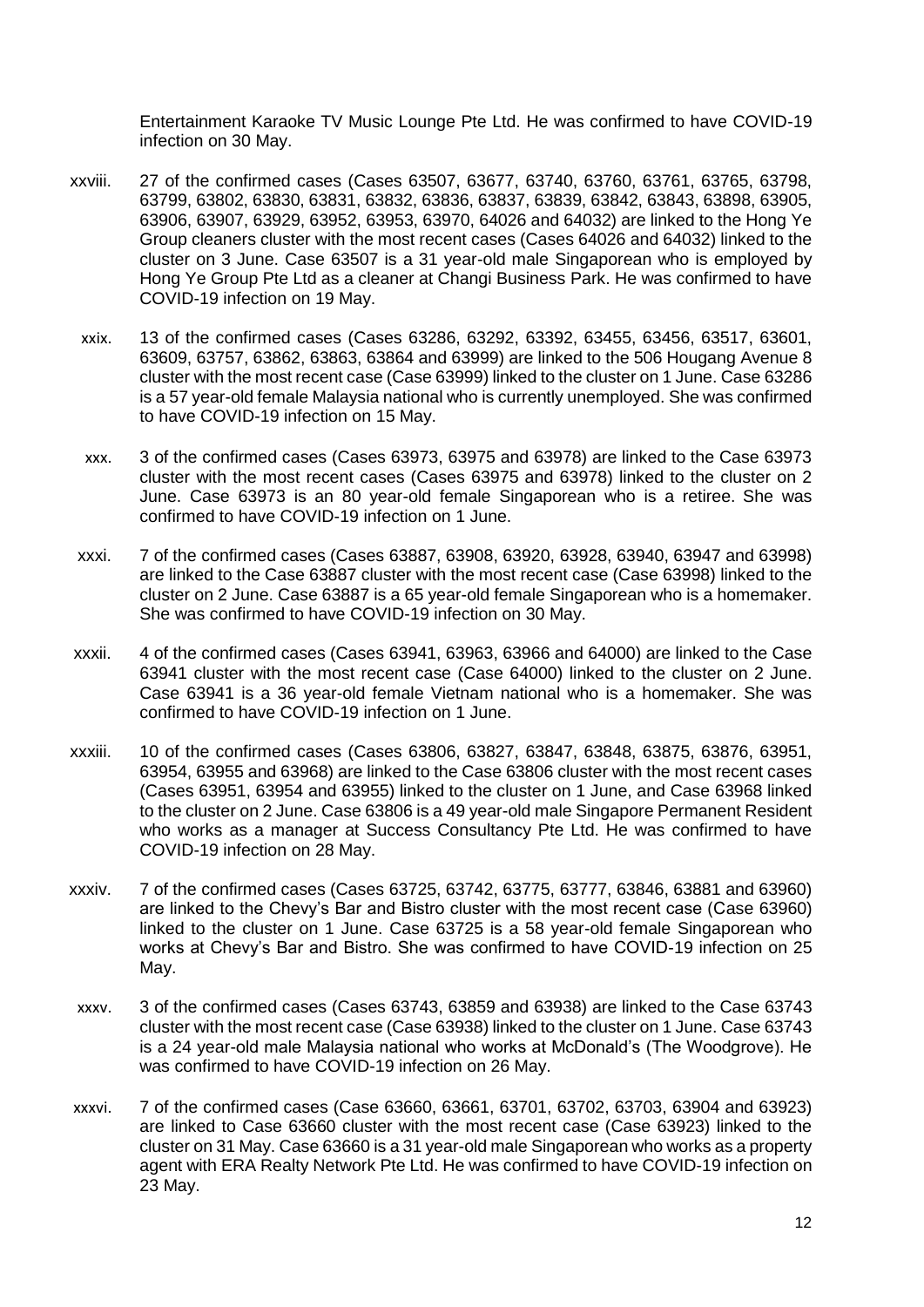Entertainment Karaoke TV Music Lounge Pte Ltd. He was confirmed to have COVID-19 infection on 30 May.

xxviii. 27 of the confirmed cases (Cases 63507, 63677, 63740, 63760, 63761, 63765, 63798, 63799, 63802, 63830, 63831, 63832, 63836, 63837, 63839, 63842, 63843, 63898, 63905, 63906, 63907, 63929, 63952, 63953, 63970, 64026 and 64032) are linked to the Hong Ye Group cleaners cluster with the most recent cases (Cases 64026 and 64032) linked to the cluster on 3 June. Case 63507 is a 31 year-old male Singaporean who is employed by Hong Ye Group Pte Ltd as a cleaner at Changi Business Park. He was confirmed to have COVID-19 infection on 19 May.

xxix. 13 of the confirmed cases (Cases 63286, 63292, 63392, 63455, 63456, 63517, 63601, 63609, 63757, 63862, 63863, 63864 and 63999) are linked to the 506 Hougang Avenue 8 cluster with the most recent case (Case 63999) linked to the cluster on 1 June. Case 63286 is a 57 year-old female Malaysia national who is currently unemployed. She was confirmed to have COVID-19 infection on 15 May.

xxx. 3 of the confirmed cases (Cases 63973, 63975 and 63978) are linked to the Case 63973 cluster with the most recent cases (Cases 63975 and 63978) linked to the cluster on 2 June. Case 63973 is an 80 year-old female Singaporean who is a retiree. She was confirmed to have COVID-19 infection on 1 June.

xxxi. 7 of the confirmed cases (Cases 63887, 63908, 63920, 63928, 63940, 63947 and 63998) are linked to the Case 63887 cluster with the most recent case (Case 63998) linked to the cluster on 2 June. Case 63887 is a 65 year-old female Singaporean who is a homemaker. She was confirmed to have COVID-19 infection on 30 May.

xxxii. 4 of the confirmed cases (Cases 63941, 63963, 63966 and 64000) are linked to the Case 63941 cluster with the most recent case (Case 64000) linked to the cluster on 2 June. Case 63941 is a 36 year-old female Vietnam national who is a homemaker. She was confirmed to have COVID-19 infection on 1 June.

xxxiii. 10 of the confirmed cases (Cases 63806, 63827, 63847, 63848, 63875, 63876, 63951, 63954, 63955 and 63968) are linked to the Case 63806 cluster with the most recent cases (Cases 63951, 63954 and 63955) linked to the cluster on 1 June, and Case 63968 linked to the cluster on 2 June. Case 63806 is a 49 year-old male Singapore Permanent Resident who works as a manager at Success Consultancy Pte Ltd. He was confirmed to have COVID-19 infection on 28 May.

xxxiv. 7 of the confirmed cases (Cases 63725, 63742, 63775, 63777, 63846, 63881 and 63960) are linked to the Chevy's Bar and Bistro cluster with the most recent case (Case 63960) linked to the cluster on 1 June. Case 63725 is a 58 year-old female Singaporean who works at Chevy's Bar and Bistro. She was confirmed to have COVID-19 infection on 25 May.

xxxv. 3 of the confirmed cases (Cases 63743, 63859 and 63938) are linked to the Case 63743 cluster with the most recent case (Case 63938) linked to the cluster on 1 June. Case 63743 is a 24 year-old male Malaysia national who works at McDonald's (The Woodgrove). He was confirmed to have COVID-19 infection on 26 May.

xxxvi. 7 of the confirmed cases (Case 63660, 63661, 63701, 63702, 63703, 63904 and 63923) are linked to Case 63660 cluster with the most recent case (Case 63923) linked to the cluster on 31 May. Case 63660 is a 31 year-old male Singaporean who works as a property agent with ERA Realty Network Pte Ltd. He was confirmed to have COVID-19 infection on 23 May.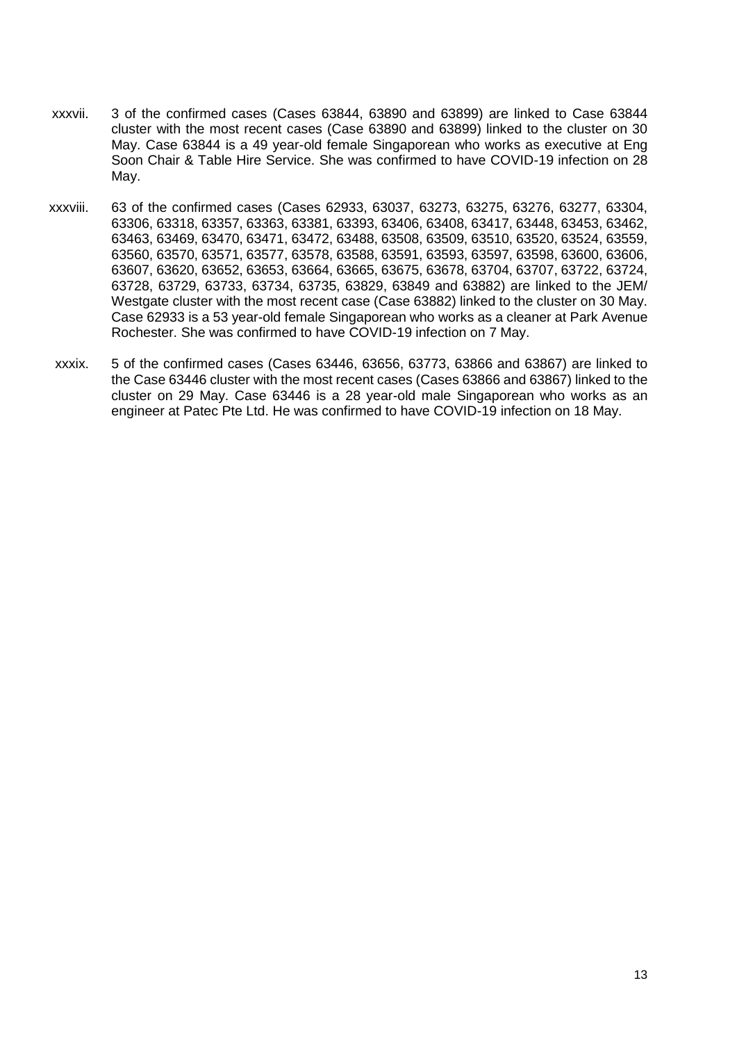xxxvii. 3 of the confirmed cases (Cases 63844, 63890 and 63899) are linked to Case 63844 cluster with the most recent cases (Case 63890 and 63899) linked to the cluster on 30 May. Case 63844 is a 49 year-old female Singaporean who works as executive at Eng Soon Chair & Table Hire Service. She was confirmed to have COVID-19 infection on 28 May.

xxxviii. 63 of the confirmed cases (Cases 62933, 63037, 63273, 63275, 63276, 63277, 63304, 63306, 63318, 63357, 63363, 63381, 63393, 63406, 63408, 63417, 63448, 63453, 63462, 63463, 63469, 63470, 63471, 63472, 63488, 63508, 63509, 63510, 63520, 63524, 63559, 63560, 63570, 63571, 63577, 63578, 63588, 63591, 63593, 63597, 63598, 63600, 63606, 63607, 63620, 63652, 63653, 63664, 63665, 63675, 63678, 63704, 63707, 63722, 63724, 63728, 63729, 63733, 63734, 63735, 63829, 63849 and 63882) are linked to the JEM/ Westgate cluster with the most recent case (Case 63882) linked to the cluster on 30 May. Case 62933 is a 53 year-old female Singaporean who works as a cleaner at Park Avenue Rochester. She was confirmed to have COVID-19 infection on 7 May.

xxxix. 5 of the confirmed cases (Cases 63446, 63656, 63773, 63866 and 63867) are linked to the Case 63446 cluster with the most recent cases (Cases 63866 and 63867) linked to the cluster on 29 May. Case 63446 is a 28 year-old male Singaporean who works as an engineer at Patec Pte Ltd. He was confirmed to have COVID-19 infection on 18 May.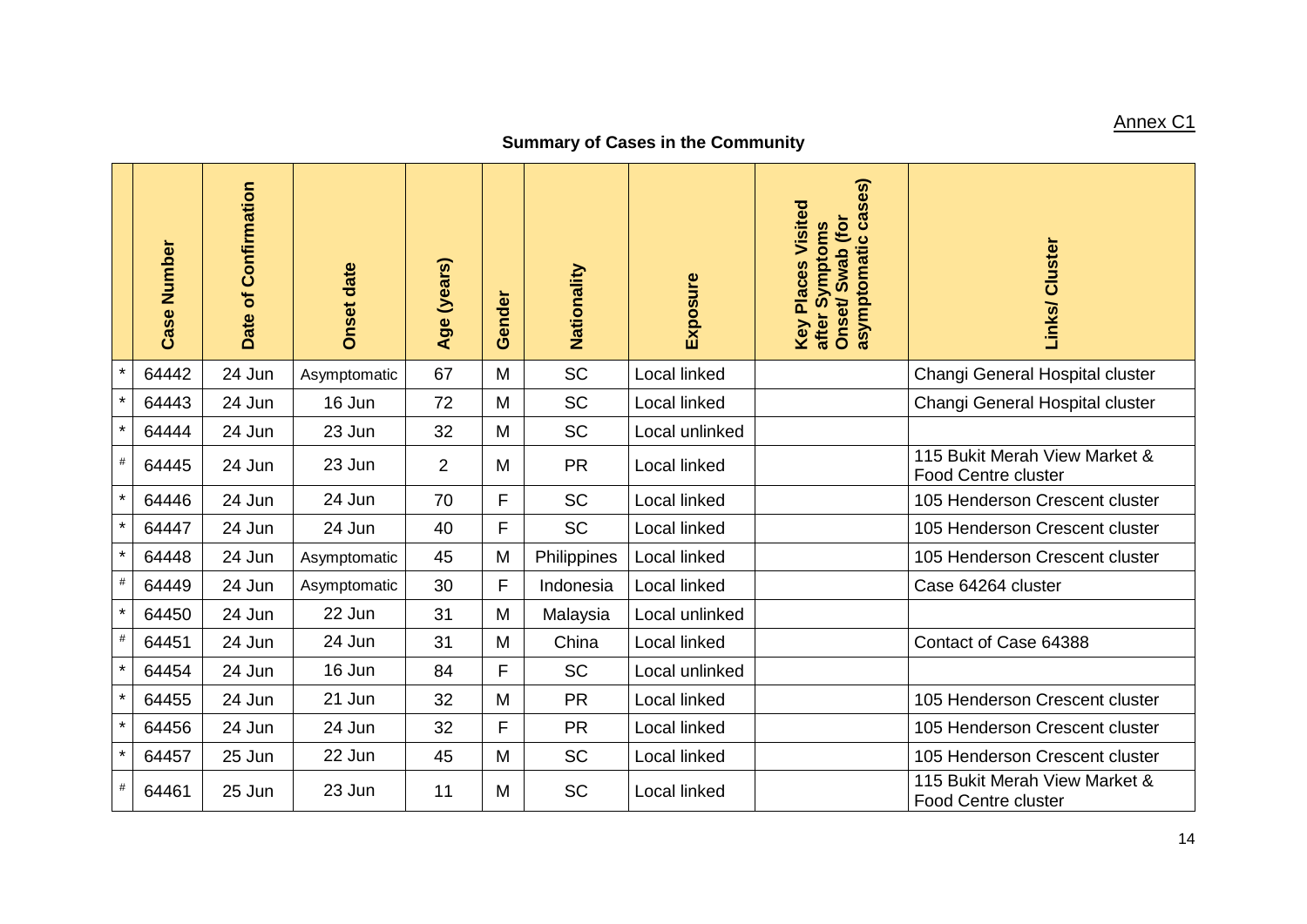Annex C1

**Summary of Cases in the Community**

| | Case Number | Date of Confirmation | Onset date | Age (years) | Gender | Nationality | Exposure | Key Places Visited after Symptoms Onset/ Swab (for asymptomatic cases) | Links/ Cluster |
|---|---|---|---|---|---|---|---|---|---|
| * | 64442 | 24 Jun | Asymptomatic | 67 | M | SC | Local linked | | Changi General Hospital cluster |
| * | 64443 | 24 Jun | 16 Jun | 72 | M | SC | Local linked | | Changi General Hospital cluster |
| * | 64444 | 24 Jun | 23 Jun | 32 | M | SC | Local unlinked | | |
| # | 64445 | 24 Jun | 23 Jun | 2 | M | PR | Local linked | | 115 Bukit Merah View Market & Food Centre cluster |
| * | 64446 | 24 Jun | 24 Jun | 70 | F | SC | Local linked | | 105 Henderson Crescent cluster |
| * | 64447 | 24 Jun | 24 Jun | 40 | F | SC | Local linked | | 105 Henderson Crescent cluster |
| * | 64448 | 24 Jun | Asymptomatic | 45 | M | Philippines | Local linked | | 105 Henderson Crescent cluster |
| # | 64449 | 24 Jun | Asymptomatic | 30 | F | Indonesia | Local linked | | Case 64264 cluster |
| * | 64450 | 24 Jun | 22 Jun | 31 | M | Malaysia | Local unlinked | | |
| # | 64451 | 24 Jun | 24 Jun | 31 | M | China | Local linked | | Contact of Case 64388 |
| * | 64454 | 24 Jun | 16 Jun | 84 | F | SC | Local unlinked | | |
| * | 64455 | 24 Jun | 21 Jun | 32 | M | PR | Local linked | | 105 Henderson Crescent cluster |
| * | 64456 | 24 Jun | 24 Jun | 32 | F | PR | Local linked | | 105 Henderson Crescent cluster |
| * | 64457 | 25 Jun | 22 Jun | 45 | M | SC | Local linked | | 105 Henderson Crescent cluster |
| # | 64461 | 25 Jun | 23 Jun | 11 | M | SC | Local linked | | 115 Bukit Merah View Market & Food Centre cluster |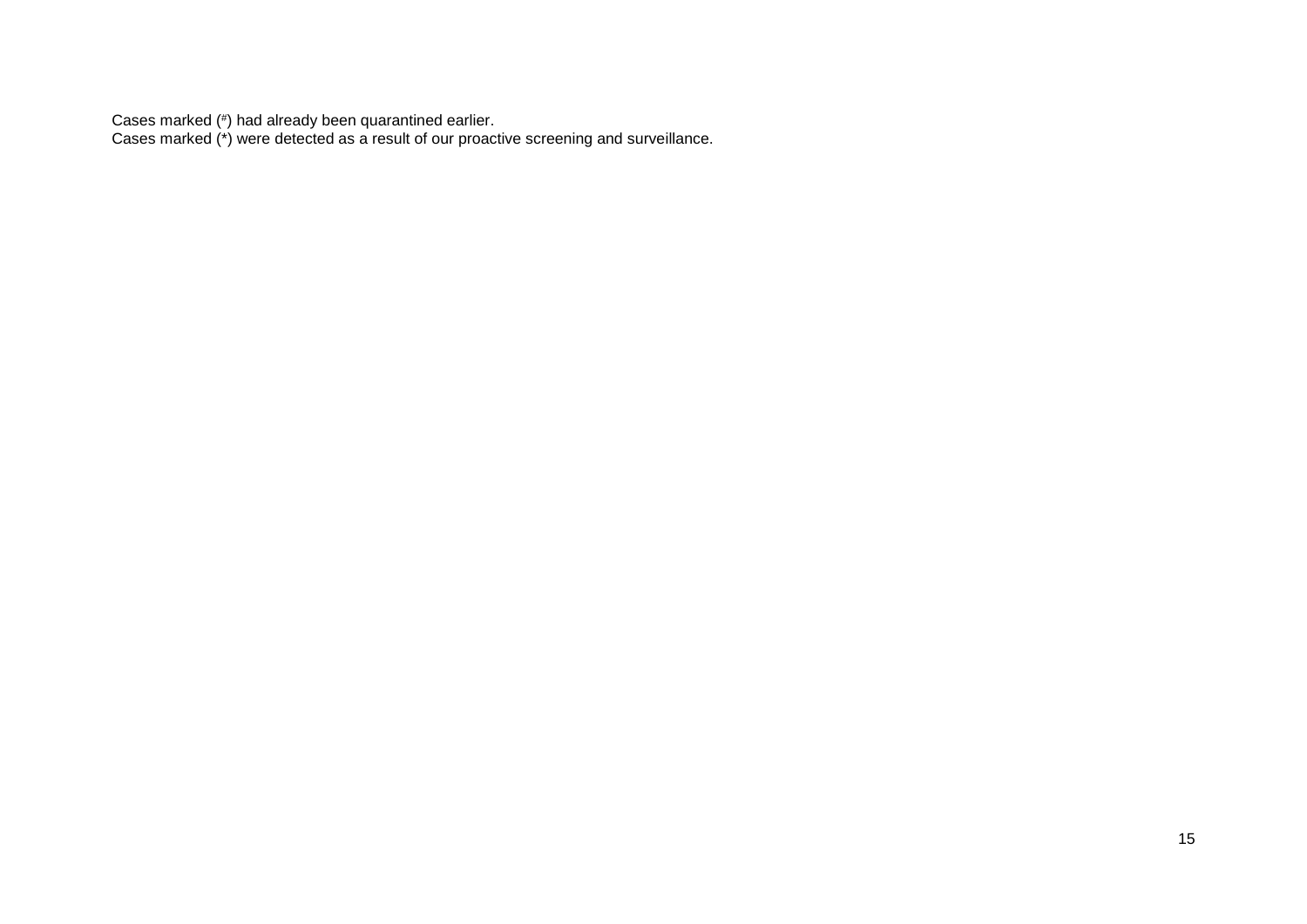Cases marked (#) had already been quarantined earlier.
Cases marked (*) were detected as a result of our proactive screening and surveillance.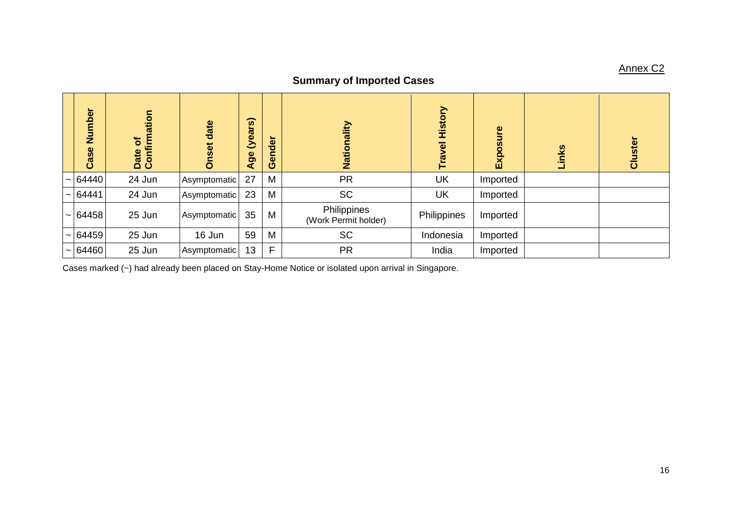Annex C2

## Summary of Imported Cases

| | Case Number | Date of Confirmation | Onset date | Age (years) | Gender | Nationality | Travel History | Exposure | Links | Cluster |
|---|---|---|---|---|---|---|---|---|---|---|
| ~ | 64440 | 24 Jun | Asymptomatic | 27 | M | PR | UK | Imported | | |
| ~ | 64441 | 24 Jun | Asymptomatic | 23 | M | SC | UK | Imported | | |
| ~ | 64458 | 25 Jun | Asymptomatic | 35 | M | Philippines (Work Permit holder) | Philippines | Imported | | |
| ~ | 64459 | 25 Jun | 16 Jun | 59 | M | SC | Indonesia | Imported | | |
| ~ | 64460 | 25 Jun | Asymptomatic | 13 | F | PR | India | Imported | | |

Cases marked (~) had already been placed on Stay-Home Notice or isolated upon arrival in Singapore.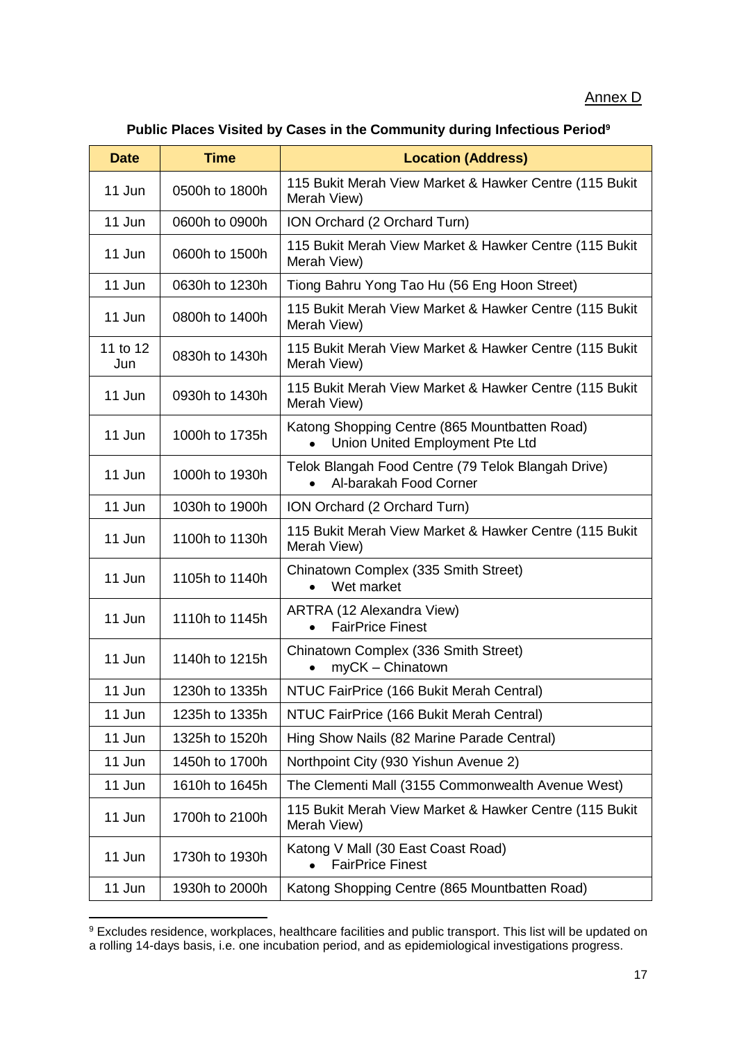Annex D

### Public Places Visited by Cases in the Community during Infectious Period[9]

| Date | Time | Location (Address) |
|---|---|---|
| 11 Jun | 0500h to 1800h | 115 Bukit Merah View Market & Hawker Centre (115 Bukit Merah View) |
| 11 Jun | 0600h to 0900h | ION Orchard (2 Orchard Turn) |
| 11 Jun | 0600h to 1500h | 115 Bukit Merah View Market & Hawker Centre (115 Bukit Merah View) |
| 11 Jun | 0630h to 1230h | Tiong Bahru Yong Tao Hu (56 Eng Hoon Street) |
| 11 Jun | 0800h to 1400h | 115 Bukit Merah View Market & Hawker Centre (115 Bukit Merah View) |
| 11 to 12 Jun | 0830h to 1430h | 115 Bukit Merah View Market & Hawker Centre (115 Bukit Merah View) |
| 11 Jun | 0930h to 1430h | 115 Bukit Merah View Market & Hawker Centre (115 Bukit Merah View) |
| 11 Jun | 1000h to 1735h | Katong Shopping Centre (865 Mountbatten Road) <br>• Union United Employment Pte Ltd |
| 11 Jun | 1000h to 1930h | Telok Blangah Food Centre (79 Telok Blangah Drive) <br>• Al-barakah Food Corner |
| 11 Jun | 1030h to 1900h | ION Orchard (2 Orchard Turn) |
| 11 Jun | 1100h to 1130h | 115 Bukit Merah View Market & Hawker Centre (115 Bukit Merah View) |
| 11 Jun | 1105h to 1140h | Chinatown Complex (335 Smith Street) <br>• Wet market |
| 11 Jun | 1110h to 1145h | ARTRA (12 Alexandra View) <br>• FairPrice Finest |
| 11 Jun | 1140h to 1215h | Chinatown Complex (336 Smith Street) <br>• myCK – Chinatown |
| 11 Jun | 1230h to 1335h | NTUC FairPrice (166 Bukit Merah Central) |
| 11 Jun | 1235h to 1335h | NTUC FairPrice (166 Bukit Merah Central) |
| 11 Jun | 1325h to 1520h | Hing Show Nails (82 Marine Parade Central) |
| 11 Jun | 1450h to 1700h | Northpoint City (930 Yishun Avenue 2) |
| 11 Jun | 1610h to 1645h | The Clementi Mall (3155 Commonwealth Avenue West) |
| 11 Jun | 1700h to 2100h | 115 Bukit Merah View Market & Hawker Centre (115 Bukit Merah View) |
| 11 Jun | 1730h to 1930h | Katong V Mall (30 East Coast Road) <br>• FairPrice Finest |
| 11 Jun | 1930h to 2000h | Katong Shopping Centre (865 Mountbatten Road) |

[9] Excludes residence, workplaces, healthcare facilities and public transport. This list will be updated on a rolling 14-days basis, i.e. one incubation period, and as epidemiological investigations progress.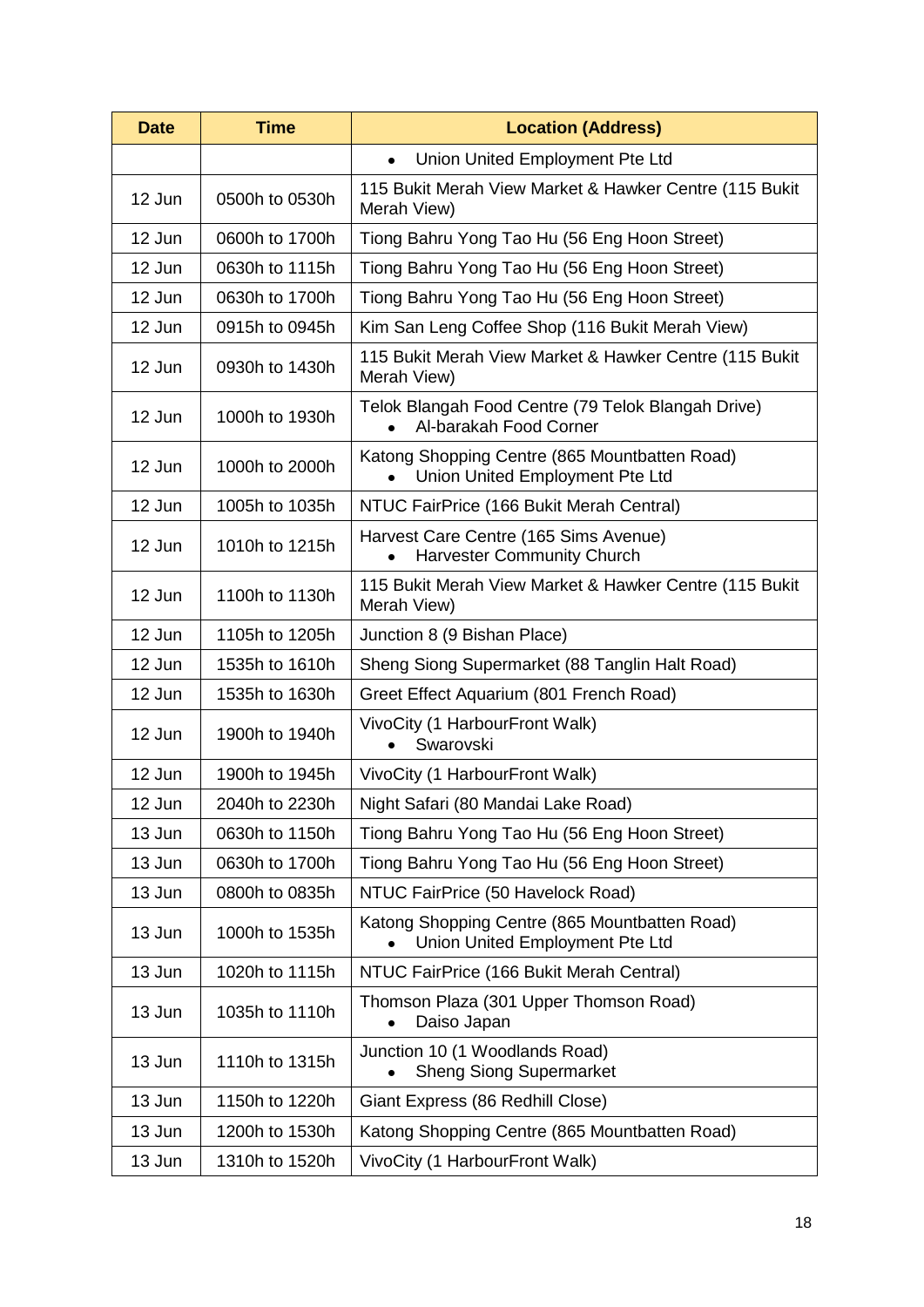| Date | Time | Location (Address) |
|---|---|---|
| | | • Union United Employment Pte Ltd |
| 12 Jun | 0500h to 0530h | 115 Bukit Merah View Market & Hawker Centre (115 Bukit Merah View) |
| 12 Jun | 0600h to 1700h | Tiong Bahru Yong Tao Hu (56 Eng Hoon Street) |
| 12 Jun | 0630h to 1115h | Tiong Bahru Yong Tao Hu (56 Eng Hoon Street) |
| 12 Jun | 0630h to 1700h | Tiong Bahru Yong Tao Hu (56 Eng Hoon Street) |
| 12 Jun | 0915h to 0945h | Kim San Leng Coffee Shop (116 Bukit Merah View) |
| 12 Jun | 0930h to 1430h | 115 Bukit Merah View Market & Hawker Centre (115 Bukit Merah View) |
| 12 Jun | 1000h to 1930h | Telok Blangah Food Centre (79 Telok Blangah Drive) <br> • Al-barakah Food Corner |
| 12 Jun | 1000h to 2000h | Katong Shopping Centre (865 Mountbatten Road) <br> • Union United Employment Pte Ltd |
| 12 Jun | 1005h to 1035h | NTUC FairPrice (166 Bukit Merah Central) |
| 12 Jun | 1010h to 1215h | Harvest Care Centre (165 Sims Avenue) <br> • Harvester Community Church |
| 12 Jun | 1100h to 1130h | 115 Bukit Merah View Market & Hawker Centre (115 Bukit Merah View) |
| 12 Jun | 1105h to 1205h | Junction 8 (9 Bishan Place) |
| 12 Jun | 1535h to 1610h | Sheng Siong Supermarket (88 Tanglin Halt Road) |
| 12 Jun | 1535h to 1630h | Greet Effect Aquarium (801 French Road) |
| 12 Jun | 1900h to 1940h | VivoCity (1 HarbourFront Walk) <br> • Swarovski |
| 12 Jun | 1900h to 1945h | VivoCity (1 HarbourFront Walk) |
| 12 Jun | 2040h to 2230h | Night Safari (80 Mandai Lake Road) |
| 13 Jun | 0630h to 1150h | Tiong Bahru Yong Tao Hu (56 Eng Hoon Street) |
| 13 Jun | 0630h to 1700h | Tiong Bahru Yong Tao Hu (56 Eng Hoon Street) |
| 13 Jun | 0800h to 0835h | NTUC FairPrice (50 Havelock Road) |
| 13 Jun | 1000h to 1535h | Katong Shopping Centre (865 Mountbatten Road) <br> • Union United Employment Pte Ltd |
| 13 Jun | 1020h to 1115h | NTUC FairPrice (166 Bukit Merah Central) |
| 13 Jun | 1035h to 1110h | Thomson Plaza (301 Upper Thomson Road) <br> • Daiso Japan |
| 13 Jun | 1110h to 1315h | Junction 10 (1 Woodlands Road) <br> • Sheng Siong Supermarket |
| 13 Jun | 1150h to 1220h | Giant Express (86 Redhill Close) |
| 13 Jun | 1200h to 1530h | Katong Shopping Centre (865 Mountbatten Road) |
| 13 Jun | 1310h to 1520h | VivoCity (1 HarbourFront Walk) |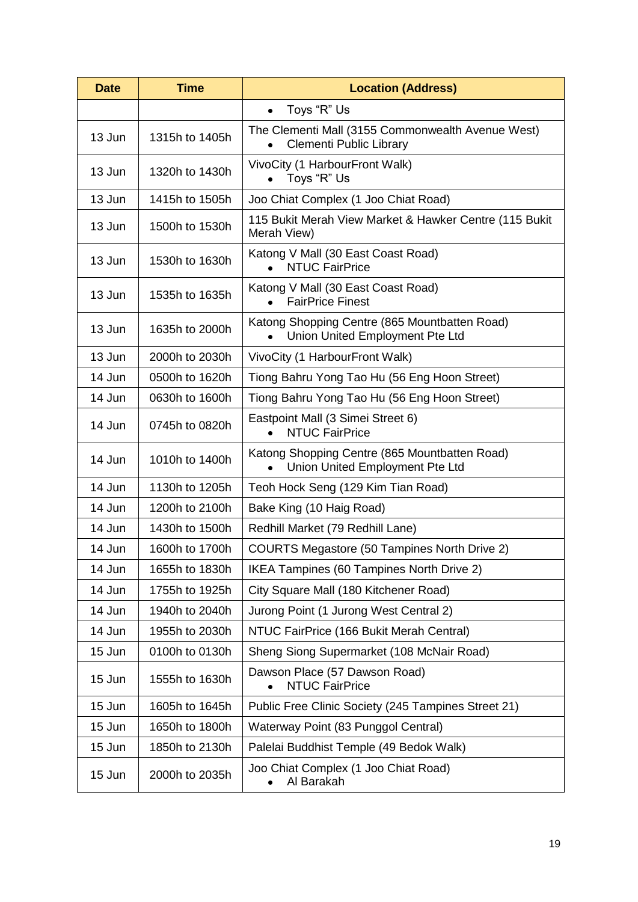| Date | Time | Location (Address) |
|---|---|---|
| | | • Toys “R” Us |
| 13 Jun | 1315h to 1405h | The Clementi Mall (3155 Commonwealth Avenue West)<br>• Clementi Public Library |
| 13 Jun | 1320h to 1430h | VivoCity (1 HarbourFront Walk)<br>• Toys “R” Us |
| 13 Jun | 1415h to 1505h | Joo Chiat Complex (1 Joo Chiat Road) |
| 13 Jun | 1500h to 1530h | 115 Bukit Merah View Market & Hawker Centre (115 Bukit Merah View) |
| 13 Jun | 1530h to 1630h | Katong V Mall (30 East Coast Road)<br>• NTUC FairPrice |
| 13 Jun | 1535h to 1635h | Katong V Mall (30 East Coast Road)<br>• FairPrice Finest |
| 13 Jun | 1635h to 2000h | Katong Shopping Centre (865 Mountbatten Road)<br>• Union United Employment Pte Ltd |
| 13 Jun | 2000h to 2030h | VivoCity (1 HarbourFront Walk) |
| 14 Jun | 0500h to 1620h | Tiong Bahru Yong Tao Hu (56 Eng Hoon Street) |
| 14 Jun | 0630h to 1600h | Tiong Bahru Yong Tao Hu (56 Eng Hoon Street) |
| 14 Jun | 0745h to 0820h | Eastpoint Mall (3 Simei Street 6)<br>• NTUC FairPrice |
| 14 Jun | 1010h to 1400h | Katong Shopping Centre (865 Mountbatten Road)<br>• Union United Employment Pte Ltd |
| 14 Jun | 1130h to 1205h | Teoh Hock Seng (129 Kim Tian Road) |
| 14 Jun | 1200h to 2100h | Bake King (10 Haig Road) |
| 14 Jun | 1430h to 1500h | Redhill Market (79 Redhill Lane) |
| 14 Jun | 1600h to 1700h | COURTS Megastore (50 Tampines North Drive 2) |
| 14 Jun | 1655h to 1830h | IKEA Tampines (60 Tampines North Drive 2) |
| 14 Jun | 1755h to 1925h | City Square Mall (180 Kitchener Road) |
| 14 Jun | 1940h to 2040h | Jurong Point (1 Jurong West Central 2) |
| 14 Jun | 1955h to 2030h | NTUC FairPrice (166 Bukit Merah Central) |
| 15 Jun | 0100h to 0130h | Sheng Siong Supermarket (108 McNair Road) |
| 15 Jun | 1555h to 1630h | Dawson Place (57 Dawson Road)<br>• NTUC FairPrice |
| 15 Jun | 1605h to 1645h | Public Free Clinic Society (245 Tampines Street 21) |
| 15 Jun | 1650h to 1800h | Waterway Point (83 Punggol Central) |
| 15 Jun | 1850h to 2130h | Palelai Buddhist Temple (49 Bedok Walk) |
| 15 Jun | 2000h to 2035h | Joo Chiat Complex (1 Joo Chiat Road)<br>• Al Barakah |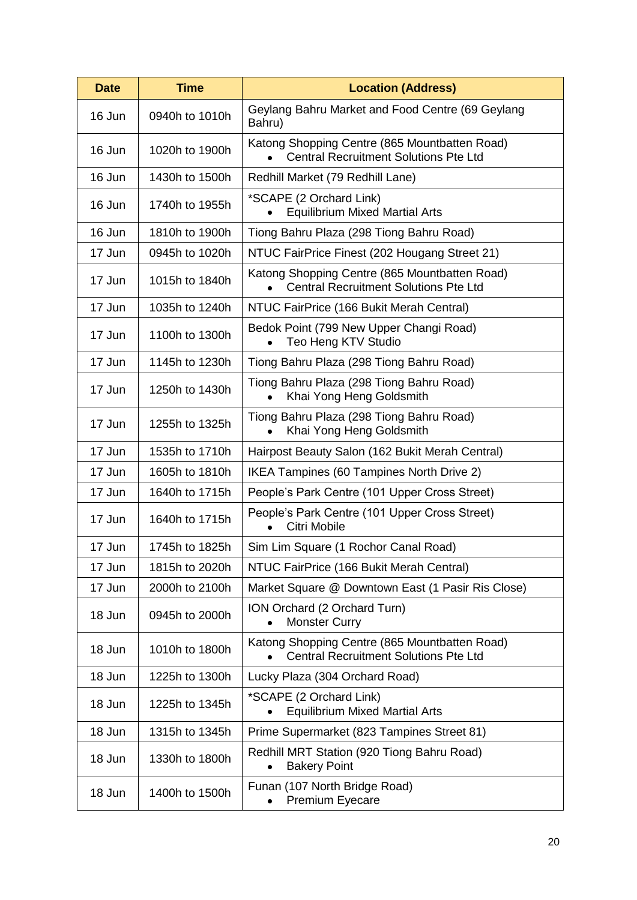| Date | Time | Location (Address) |
| --- | --- | --- |
| 16 Jun | 0940h to 1010h | Geylang Bahru Market and Food Centre (69 Geylang Bahru) |
| 16 Jun | 1020h to 1900h | Katong Shopping Centre (865 Mountbatten Road)<br>• Central Recruitment Solutions Pte Ltd |
| 16 Jun | 1430h to 1500h | Redhill Market (79 Redhill Lane) |
| 16 Jun | 1740h to 1955h | *SCAPE (2 Orchard Link)<br>• Equilibrium Mixed Martial Arts |
| 16 Jun | 1810h to 1900h | Tiong Bahru Plaza (298 Tiong Bahru Road) |
| 17 Jun | 0945h to 1020h | NTUC FairPrice Finest (202 Hougang Street 21) |
| 17 Jun | 1015h to 1840h | Katong Shopping Centre (865 Mountbatten Road)<br>• Central Recruitment Solutions Pte Ltd |
| 17 Jun | 1035h to 1240h | NTUC FairPrice (166 Bukit Merah Central) |
| 17 Jun | 1100h to 1300h | Bedok Point (799 New Upper Changi Road)<br>• Teo Heng KTV Studio |
| 17 Jun | 1145h to 1230h | Tiong Bahru Plaza (298 Tiong Bahru Road) |
| 17 Jun | 1250h to 1430h | Tiong Bahru Plaza (298 Tiong Bahru Road)<br>• Khai Yong Heng Goldsmith |
| 17 Jun | 1255h to 1325h | Tiong Bahru Plaza (298 Tiong Bahru Road)<br>• Khai Yong Heng Goldsmith |
| 17 Jun | 1535h to 1710h | Hairpost Beauty Salon (162 Bukit Merah Central) |
| 17 Jun | 1605h to 1810h | IKEA Tampines (60 Tampines North Drive 2) |
| 17 Jun | 1640h to 1715h | People's Park Centre (101 Upper Cross Street) |
| 17 Jun | 1640h to 1715h | People's Park Centre (101 Upper Cross Street)<br>• Citri Mobile |
| 17 Jun | 1745h to 1825h | Sim Lim Square (1 Rochor Canal Road) |
| 17 Jun | 1815h to 2020h | NTUC FairPrice (166 Bukit Merah Central) |
| 17 Jun | 2000h to 2100h | Market Square @ Downtown East (1 Pasir Ris Close) |
| 18 Jun | 0945h to 2000h | ION Orchard (2 Orchard Turn)<br>• Monster Curry |
| 18 Jun | 1010h to 1800h | Katong Shopping Centre (865 Mountbatten Road)<br>• Central Recruitment Solutions Pte Ltd |
| 18 Jun | 1225h to 1300h | Lucky Plaza (304 Orchard Road) |
| 18 Jun | 1225h to 1345h | *SCAPE (2 Orchard Link)<br>• Equilibrium Mixed Martial Arts |
| 18 Jun | 1315h to 1345h | Prime Supermarket (823 Tampines Street 81) |
| 18 Jun | 1330h to 1800h | Redhill MRT Station (920 Tiong Bahru Road)<br>• Bakery Point |
| 18 Jun | 1400h to 1500h | Funan (107 North Bridge Road)<br>• Premium Eyecare |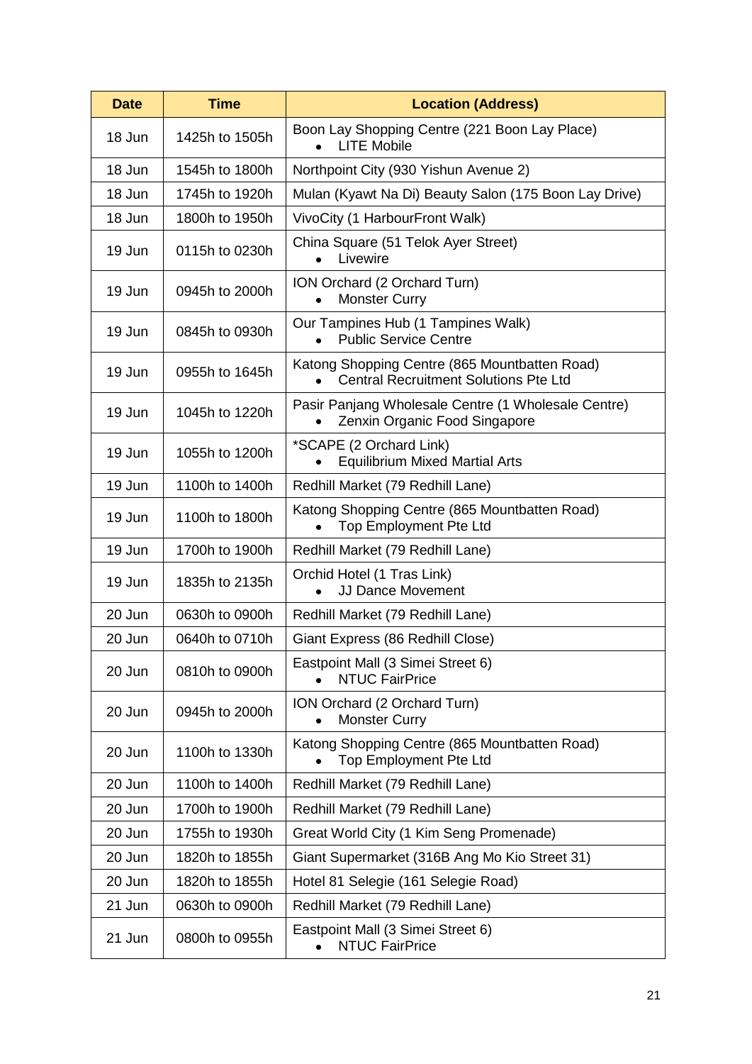| Date | Time | Location (Address) |
|---|---|---|
| 18 Jun | 1425h to 1505h | Boon Lay Shopping Centre (221 Boon Lay Place)<br>• LITE Mobile |
| 18 Jun | 1545h to 1800h | Northpoint City (930 Yishun Avenue 2) |
| 18 Jun | 1745h to 1920h | Mulan (Kyawt Na Di) Beauty Salon (175 Boon Lay Drive) |
| 18 Jun | 1800h to 1950h | VivoCity (1 HarbourFront Walk) |
| 19 Jun | 0115h to 0230h | China Square (51 Telok Ayer Street)<br>• Livewire |
| 19 Jun | 0945h to 2000h | ION Orchard (2 Orchard Turn)<br>• Monster Curry |
| 19 Jun | 0845h to 0930h | Our Tampines Hub (1 Tampines Walk)<br>• Public Service Centre |
| 19 Jun | 0955h to 1645h | Katong Shopping Centre (865 Mountbatten Road)<br>• Central Recruitment Solutions Pte Ltd |
| 19 Jun | 1045h to 1220h | Pasir Panjang Wholesale Centre (1 Wholesale Centre)<br>• Zenxin Organic Food Singapore |
| 19 Jun | 1055h to 1200h | *SCAPE (2 Orchard Link)<br>• Equilibrium Mixed Martial Arts |
| 19 Jun | 1100h to 1400h | Redhill Market (79 Redhill Lane) |
| 19 Jun | 1100h to 1800h | Katong Shopping Centre (865 Mountbatten Road)<br>• Top Employment Pte Ltd |
| 19 Jun | 1700h to 1900h | Redhill Market (79 Redhill Lane) |
| 19 Jun | 1835h to 2135h | Orchid Hotel (1 Tras Link)<br>• JJ Dance Movement |
| 20 Jun | 0630h to 0900h | Redhill Market (79 Redhill Lane) |
| 20 Jun | 0640h to 0710h | Giant Express (86 Redhill Close) |
| 20 Jun | 0810h to 0900h | Eastpoint Mall (3 Simei Street 6)<br>• NTUC FairPrice |
| 20 Jun | 0945h to 2000h | ION Orchard (2 Orchard Turn)<br>• Monster Curry |
| 20 Jun | 1100h to 1330h | Katong Shopping Centre (865 Mountbatten Road)<br>• Top Employment Pte Ltd |
| 20 Jun | 1100h to 1400h | Redhill Market (79 Redhill Lane) |
| 20 Jun | 1700h to 1900h | Redhill Market (79 Redhill Lane) |
| 20 Jun | 1755h to 1930h | Great World City (1 Kim Seng Promenade) |
| 20 Jun | 1820h to 1855h | Giant Supermarket (316B Ang Mo Kio Street 31) |
| 20 Jun | 1820h to 1855h | Hotel 81 Selegie (161 Selegie Road) |
| 21 Jun | 0630h to 0900h | Redhill Market (79 Redhill Lane) |
| 21 Jun | 0800h to 0955h | Eastpoint Mall (3 Simei Street 6)<br>• NTUC FairPrice |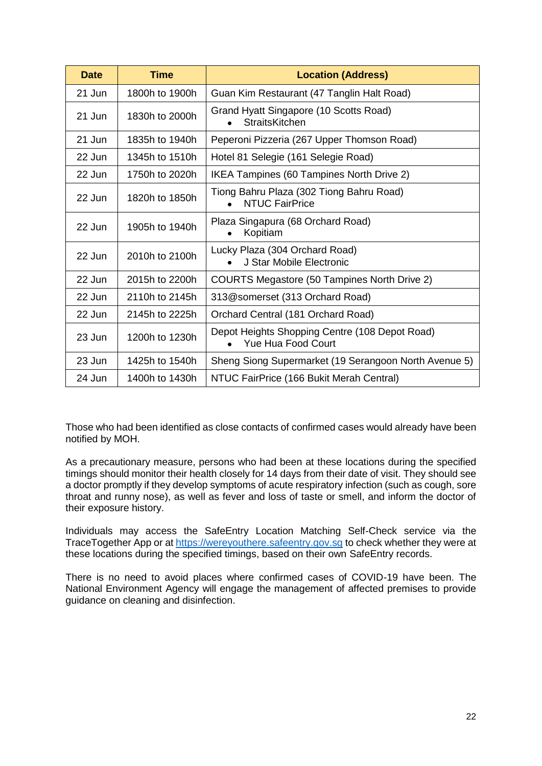| Date | Time | Location (Address) |
|---|---|---|
| 21 Jun | 1800h to 1900h | Guan Kim Restaurant (47 Tanglin Halt Road) |
| 21 Jun | 1830h to 2000h | Grand Hyatt Singapore (10 Scotts Road)<br>• StraitsKitchen |
| 21 Jun | 1835h to 1940h | Peperoni Pizzeria (267 Upper Thomson Road) |
| 22 Jun | 1345h to 1510h | Hotel 81 Selegie (161 Selegie Road) |
| 22 Jun | 1750h to 2020h | IKEA Tampines (60 Tampines North Drive 2) |
| 22 Jun | 1820h to 1850h | Tiong Bahru Plaza (302 Tiong Bahru Road)<br>• NTUC FairPrice |
| 22 Jun | 1905h to 1940h | Plaza Singapura (68 Orchard Road)<br>• Kopitiam |
| 22 Jun | 2010h to 2100h | Lucky Plaza (304 Orchard Road)<br>• J Star Mobile Electronic |
| 22 Jun | 2015h to 2200h | COURTS Megastore (50 Tampines North Drive 2) |
| 22 Jun | 2110h to 2145h | 313@somerset (313 Orchard Road) |
| 22 Jun | 2145h to 2225h | Orchard Central (181 Orchard Road) |
| 23 Jun | 1200h to 1230h | Depot Heights Shopping Centre (108 Depot Road)<br>• Yue Hua Food Court |
| 23 Jun | 1425h to 1540h | Sheng Siong Supermarket (19 Serangoon North Avenue 5) |
| 24 Jun | 1400h to 1430h | NTUC FairPrice (166 Bukit Merah Central) |

Those who had been identified as close contacts of confirmed cases would already have been notified by MOH.

As a precautionary measure, persons who had been at these locations during the specified timings should monitor their health closely for 14 days from their date of visit. They should see a doctor promptly if they develop symptoms of acute respiratory infection (such as cough, sore throat and runny nose), as well as fever and loss of taste or smell, and inform the doctor of their exposure history.

Individuals may access the SafeEntry Location Matching Self-Check service via the TraceTogether App or at https://wereyouthere.safeentry.gov.sg to check whether they were at these locations during the specified timings, based on their own SafeEntry records.

There is no need to avoid places where confirmed cases of COVID-19 have been. The National Environment Agency will engage the management of affected premises to provide guidance on cleaning and disinfection.